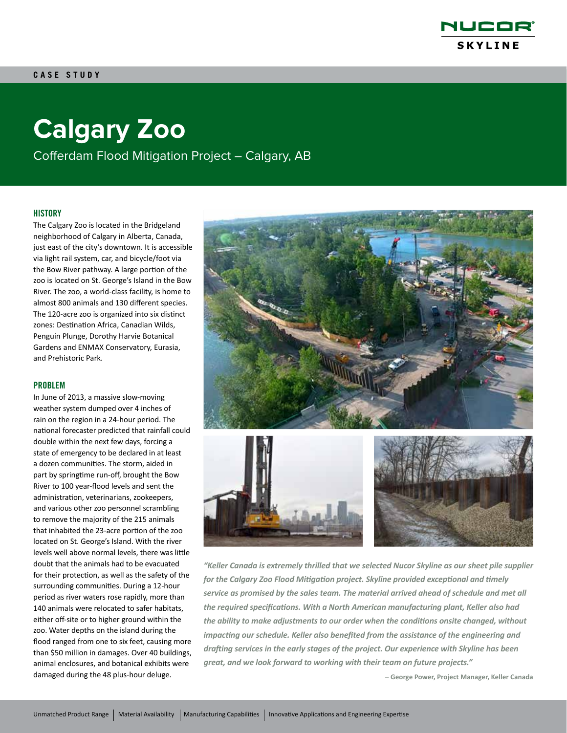# Calgary Zoo

Cofferdam Flood Mitigation Project – Calgary, AB

## HISTORY

The Calgary Zoo is located in the Bridgeland neighborhood of Calgary in Alberta, Canada, just east of the city's downtown. It is accessible via light rail system, car, and bicycle/foot via the Bow River pathway. A large portion of the zoo is located on St. George's Island in the Bow River. The zoo, a world-class facility, is home to almost 800 animals and 130 different species. The 120-acre zoo is organized into six distinct zones: Destination Africa, Canadian Wilds, Penguin Plunge, Dorothy Harvie Botanical Gardens and ENMAX Conservatory, Eurasia, and Prehistoric Park.

## PROBLEM

In June of 2013, a massive slow-moving weather system dumped over 4 inches of rain on the region in a 24-hour period. The national forecaster predicted that rainfall could double within the next few days, forcing a state of emergency to be declared in at least a dozen communities. The storm, aided in part by springtime run-off, brought the Bow River to 100 year-flood levels and sent the administration, veterinarians, zookeepers, and various other zoo personnel scrambling to remove the majority of the 215 animals that inhabited the 23-acre portion of the zoo located on St. George's Island. With the river levels well above normal levels, there was little doubt that the animals had to be evacuated for their protection, as well as the safety of the surrounding communities. During a 12-hour period as river waters rose rapidly, more than 140 animals were relocated to safer habitats, either off-site or to higher ground within the zoo. Water depths on the island during the flood ranged from one to six feet, causing more than $50 million in damages. Over 40 buildings, animal enclosures, and botanical exhibits were damaged during the 48 plus-hour deluge.

*"Keller Canada is extremely thrilled that we selected Nucor Skyline as our sheet pile supplier for the Calgary Zoo Flood Mitigation project. Skyline provided exceptional and timely service as promised by the sales team. The material arrived ahead of schedule and met all the required specifications. With a North American manufacturing plant, Keller also had the ability to make adjustments to our order when the conditions onsite changed, without impacting our schedule. Keller also benefited from the assistance of the engineering and drafting services in the early stages of the project. Our experience with Skyline has been great, and we look forward to working with their team on future projects."*

**– George Power, Project Manager, Keller Canada**

Unmatched Product Range | Material Availability | Manufacturing Capabilities | Innovative Applications and Engineering Expertise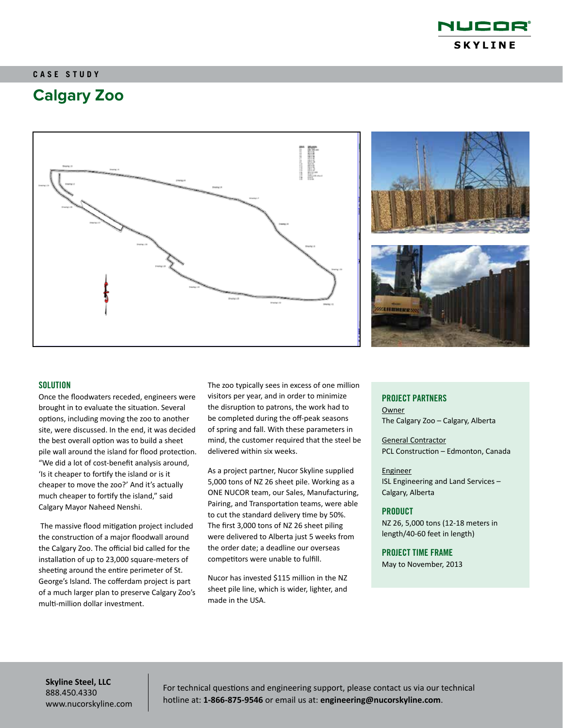CASE STUDY

# Calgary Zoo

## SOLUTION

Once the floodwaters receded, engineers were brought in to evaluate the situation. Several options, including moving the zoo to another site, were discussed. In the end, it was decided the best overall option was to build a sheet pile wall around the island for flood protection. "We did a lot of cost-benefit analysis around, 'Is it cheaper to fortify the island or is it cheaper to move the zoo?' And it's actually much cheaper to fortify the island," said Calgary Mayor Naheed Nenshi.

The massive flood mitigation project included the construction of a major floodwall around the Calgary Zoo. The official bid called for the installation of up to 23,000 square-meters of sheeting around the entire perimeter of St. George's Island. The cofferdam project is part of a much larger plan to preserve Calgary Zoo's multi-million dollar investment.

The zoo typically sees in excess of one million visitors per year, and in order to minimize the disruption to patrons, the work had to be completed during the off-peak seasons of spring and fall. With these parameters in mind, the customer required that the steel be delivered within six weeks.

As a project partner, Nucor Skyline supplied 5,000 tons of NZ 26 sheet pile. Working as a ONE NUCOR team, our Sales, Manufacturing, Pairing, and Transportation teams, were able to cut the standard delivery time by 50%. The first 3,000 tons of NZ 26 sheet piling were delivered to Alberta just 5 weeks from the order date; a deadline our overseas competitors were unable to fulfill.

Nucor has invested $115 million in the NZ sheet pile line, which is wider, lighter, and made in the USA.

## PROJECT PARTNERS

Owner
The Calgary Zoo – Calgary, Alberta

General Contractor
PCL Construction – Edmonton, Canada

Engineer
ISL Engineering and Land Services – Calgary, Alberta

## PRODUCT

NZ 26, 5,000 tons (12-18 meters in length/40-60 feet in length)

## PROJECT TIME FRAME

May to November, 2013

**Skyline Steel, LLC**
888.450.4330
www.nucorskyline.com

For technical questions and engineering support, please contact us via our technical hotline at: **1-866-875-9546** or email us at: **engineering@nucorskyline.com**.